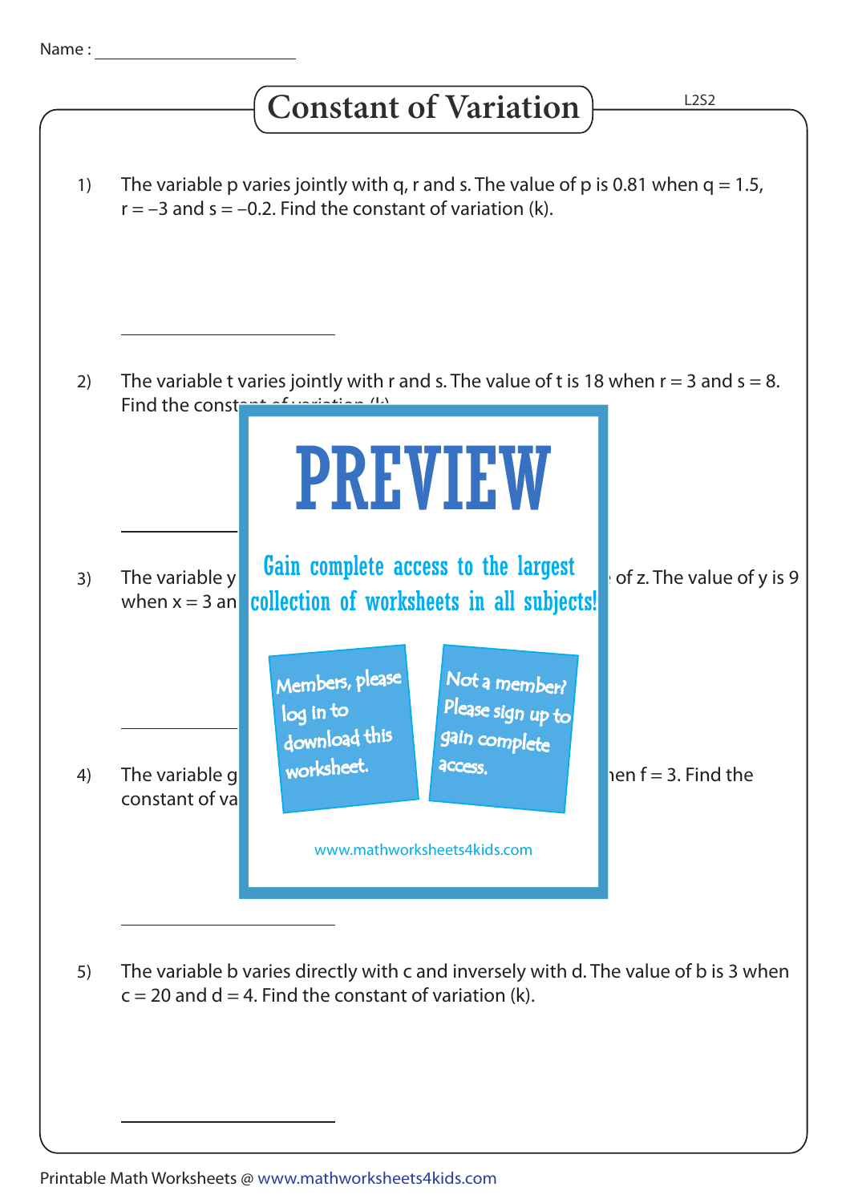Name : ______________________

# Constant of Variation

L2S2

1) The variable p varies jointly with q, r and s. The value of p is 0.81 when q = 1.5, r = –3 and s = –0.2. Find the constant of variation (k).

______________________

2) The variable t varies jointly with r and s. The value of t is 18 when r = 3 and s = 8. Find the const

______________________

3) The variable y ... of z. The value of y is 9 when x = 3 an

______________________

4) The variable g ... hen f = 3. Find the constant of va

______________________

5) The variable b varies directly with c and inversely with d. The value of b is 3 when c = 20 and d = 4. Find the constant of variation (k).

______________________

**PREVIEW**

Gain complete access to the largest collection of worksheets in all subjects!

Members, please log in to download this worksheet.

Not a member? Please sign up to gain complete access.

www.mathworksheets4kids.com

Printable Math Worksheets @ www.mathworksheets4kids.com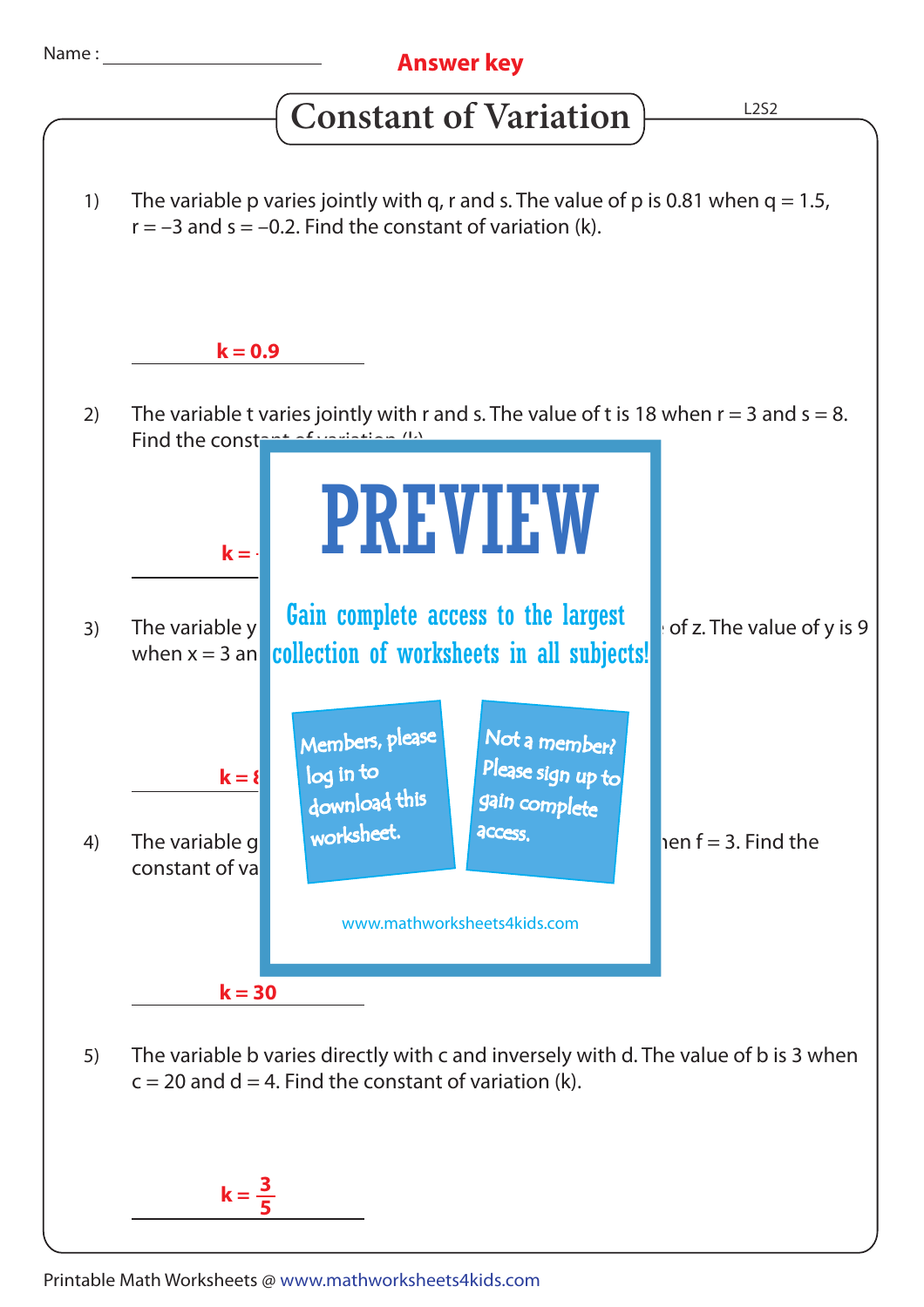Name : ____________________

**Answer key**

# Constant of Variation

L2S2

1) The variable p varies jointly with q, r and s. The value of p is 0.81 when q = 1.5, r = –3 and s = –0.2. Find the constant of variation (k).

**k = 0.9**

2) The variable t varies jointly with r and s. The value of t is 18 when r = 3 and s = 8. Find the const

**k =**

3) The variable y ... of z. The value of y is 9 when x = 3 an

**k = 8**

4) The variable g ... hen f = 3. Find the constant of va

**k = 30**

PREVIEW

Gain complete access to the largest collection of worksheets in all subjects!

Members, please log in to download this worksheet.

Not a member? Please sign up to gain complete access.

www.mathworksheets4kids.com

5) The variable b varies directly with c and inversely with d. The value of b is 3 when c = 20 and d = 4. Find the constant of variation (k).

**$k = \frac{3}{5}$**

Printable Math Worksheets @ www.mathworksheets4kids.com